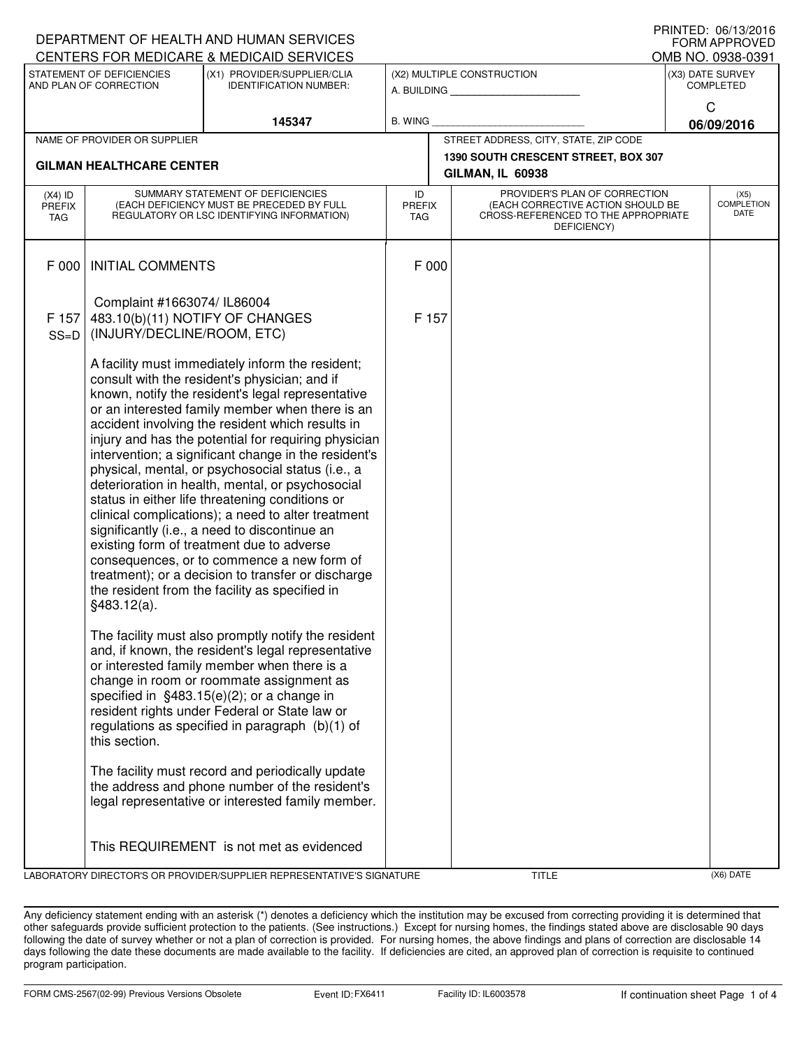DEPARTMENT OF HEALTH AND HUMAN SERVICES
CENTERS FOR MEDICARE & MEDICAID SERVICES

PRINTED: 06/13/2016
FORM APPROVED
OMB NO. 0938-0391

| STATEMENT OF DEFICIENCIES AND PLAN OF CORRECTION | (X1) PROVIDER/SUPPLIER/CLIA IDENTIFICATION NUMBER: | (X2) MULTIPLE CONSTRUCTION | (X3) DATE SURVEY COMPLETED |
|---|---|---|---|
| | 145347 | A. BUILDING ______ B. WING ______ | C 06/09/2016 |

| NAME OF PROVIDER OR SUPPLIER | STREET ADDRESS, CITY, STATE, ZIP CODE |
|---|---|
| **GILMAN HEALTHCARE CENTER** | 1390 SOUTH CRESCENT STREET, BOX 307 GILMAN, IL 60938 |

| (X4) ID PREFIX TAG | SUMMARY STATEMENT OF DEFICIENCIES (EACH DEFICIENCY MUST BE PRECEDED BY FULL REGULATORY OR LSC IDENTIFYING INFORMATION) | ID PREFIX TAG | PROVIDER'S PLAN OF CORRECTION (EACH CORRECTIVE ACTION SHOULD BE CROSS-REFERENCED TO THE APPROPRIATE DEFICIENCY) | (X5) COMPLETION DATE |
|---|---|---|---|---|
| F 000 | INITIAL COMMENTS<br><br>Complaint #1663074/ IL86004 | F 000 | | |
| F 157 SS=D | 483.10(b)(11) NOTIFY OF CHANGES (INJURY/DECLINE/ROOM, ETC)<br><br>A facility must immediately inform the resident; consult with the resident's physician; and if known, notify the resident's legal representative or an interested family member when there is an accident involving the resident which results in injury and has the potential for requiring physician intervention; a significant change in the resident's physical, mental, or psychosocial status (i.e., a deterioration in health, mental, or psychosocial status in either life threatening conditions or clinical complications); a need to alter treatment significantly (i.e., a need to discontinue an existing form of treatment due to adverse consequences, or to commence a new form of treatment); or a decision to transfer or discharge the resident from the facility as specified in §483.12(a).<br><br>The facility must also promptly notify the resident and, if known, the resident's legal representative or interested family member when there is a change in room or roommate assignment as specified in §483.15(e)(2); or a change in resident rights under Federal or State law or regulations as specified in paragraph (b)(1) of this section.<br><br>The facility must record and periodically update the address and phone number of the resident's legal representative or interested family member.<br><br>This REQUIREMENT is not met as evidenced | F 157 | | |

LABORATORY DIRECTOR'S OR PROVIDER/SUPPLIER REPRESENTATIVE'S SIGNATURE | TITLE | (X6) DATE

Any deficiency statement ending with an asterisk (*) denotes a deficiency which the institution may be excused from correcting providing it is determined that other safeguards provide sufficient protection to the patients. (See instructions.) Except for nursing homes, the findings stated above are disclosable 90 days following the date of survey whether or not a plan of correction is provided. For nursing homes, the above findings and plans of correction are disclosable 14 days following the date these documents are made available to the facility. If deficiencies are cited, an approved plan of correction is requisite to continued program participation.

FORM CMS-2567(02-99) Previous Versions Obsolete | Event ID: FX6411 | Facility ID: IL6003578 | If continuation sheet Page 1 of 4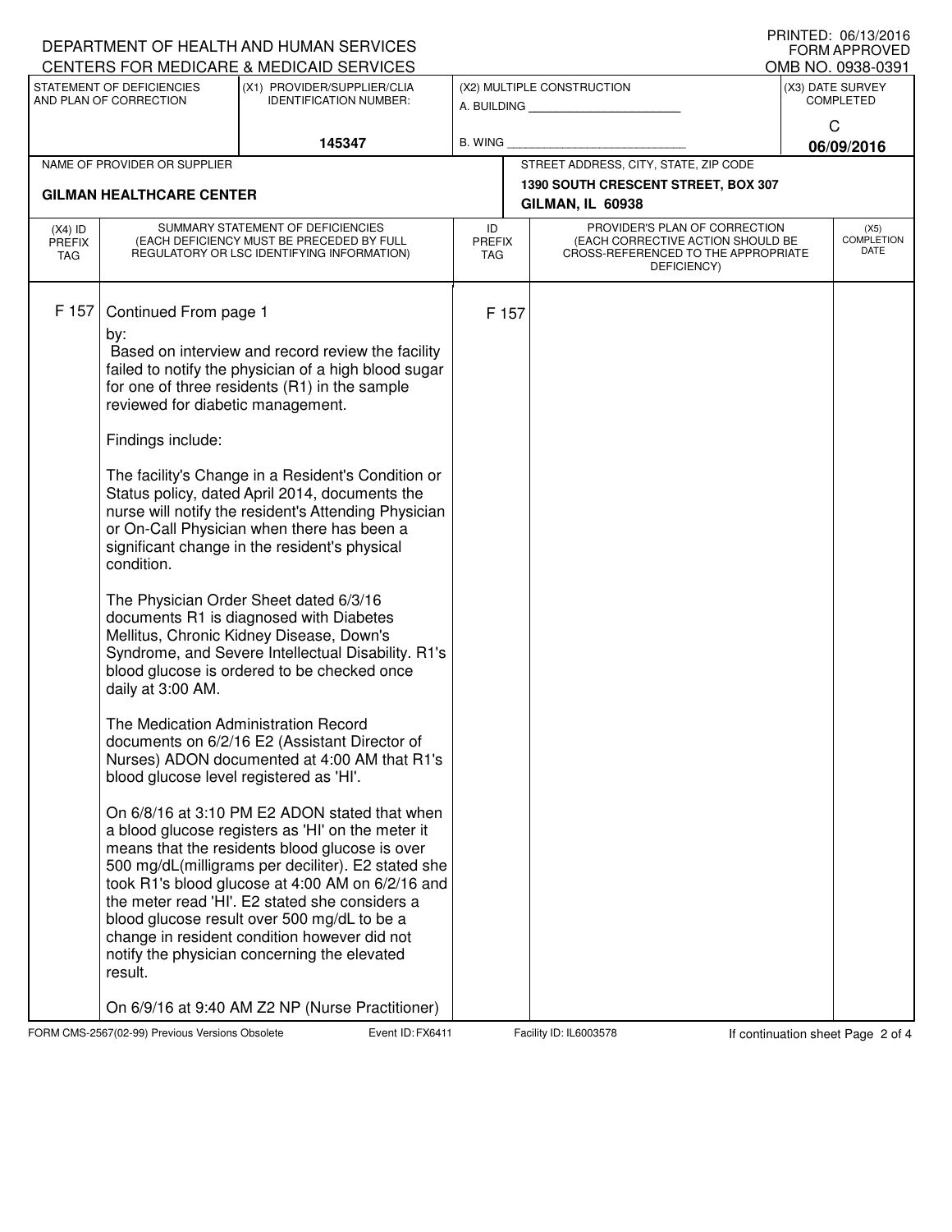DEPARTMENT OF HEALTH AND HUMAN SERVICES
CENTERS FOR MEDICARE & MEDICAID SERVICES

PRINTED: 06/13/2016
FORM APPROVED
OMB NO. 0938-0391

| STATEMENT OF DEFICIENCIES AND PLAN OF CORRECTION | (X1) PROVIDER/SUPPLIER/CLIA IDENTIFICATION NUMBER: | (X2) MULTIPLE CONSTRUCTION | (X3) DATE SURVEY COMPLETED |
|---|---|---|---|
| | 145347 | A. BUILDING ______ B. WING ______ | C 06/09/2016 |

| NAME OF PROVIDER OR SUPPLIER | STREET ADDRESS, CITY, STATE, ZIP CODE |
|---|---|
| GILMAN HEALTHCARE CENTER | 1390 SOUTH CRESCENT STREET, BOX 307 GILMAN, IL 60938 |

| (X4) ID PREFIX TAG | SUMMARY STATEMENT OF DEFICIENCIES (EACH DEFICIENCY MUST BE PRECEDED BY FULL REGULATORY OR LSC IDENTIFYING INFORMATION) | ID PREFIX TAG | PROVIDER'S PLAN OF CORRECTION (EACH CORRECTIVE ACTION SHOULD BE CROSS-REFERENCED TO THE APPROPRIATE DEFICIENCY) | (X5) COMPLETION DATE |
|---|---|---|---|---|
| F 157 | Continued From page 1 | F 157 | | |

by:
Based on interview and record review the facility failed to notify the physician of a high blood sugar for one of three residents (R1) in the sample reviewed for diabetic management.

Findings include:

The facility's Change in a Resident's Condition or Status policy, dated April 2014, documents the nurse will notify the resident's Attending Physician or On-Call Physician when there has been a significant change in the resident's physical condition.

The Physician Order Sheet dated 6/3/16 documents R1 is diagnosed with Diabetes Mellitus, Chronic Kidney Disease, Down's Syndrome, and Severe Intellectual Disability. R1's blood glucose is ordered to be checked once daily at 3:00 AM.

The Medication Administration Record documents on 6/2/16 E2 (Assistant Director of Nurses) ADON documented at 4:00 AM that R1's blood glucose level registered as 'HI'.

On 6/8/16 at 3:10 PM E2 ADON stated that when a blood glucose registers as 'HI' on the meter it means that the residents blood glucose is over 500 mg/dL(milligrams per deciliter). E2 stated she took R1's blood glucose at 4:00 AM on 6/2/16 and the meter read 'HI'. E2 stated she considers a blood glucose result over 500 mg/dL to be a change in resident condition however did not notify the physician concerning the elevated result.

On 6/9/16 at 9:40 AM Z2 NP (Nurse Practitioner)

FORM CMS-2567(02-99) Previous Versions Obsolete    Event ID: FX6411    Facility ID: IL6003578    If continuation sheet Page 2 of 4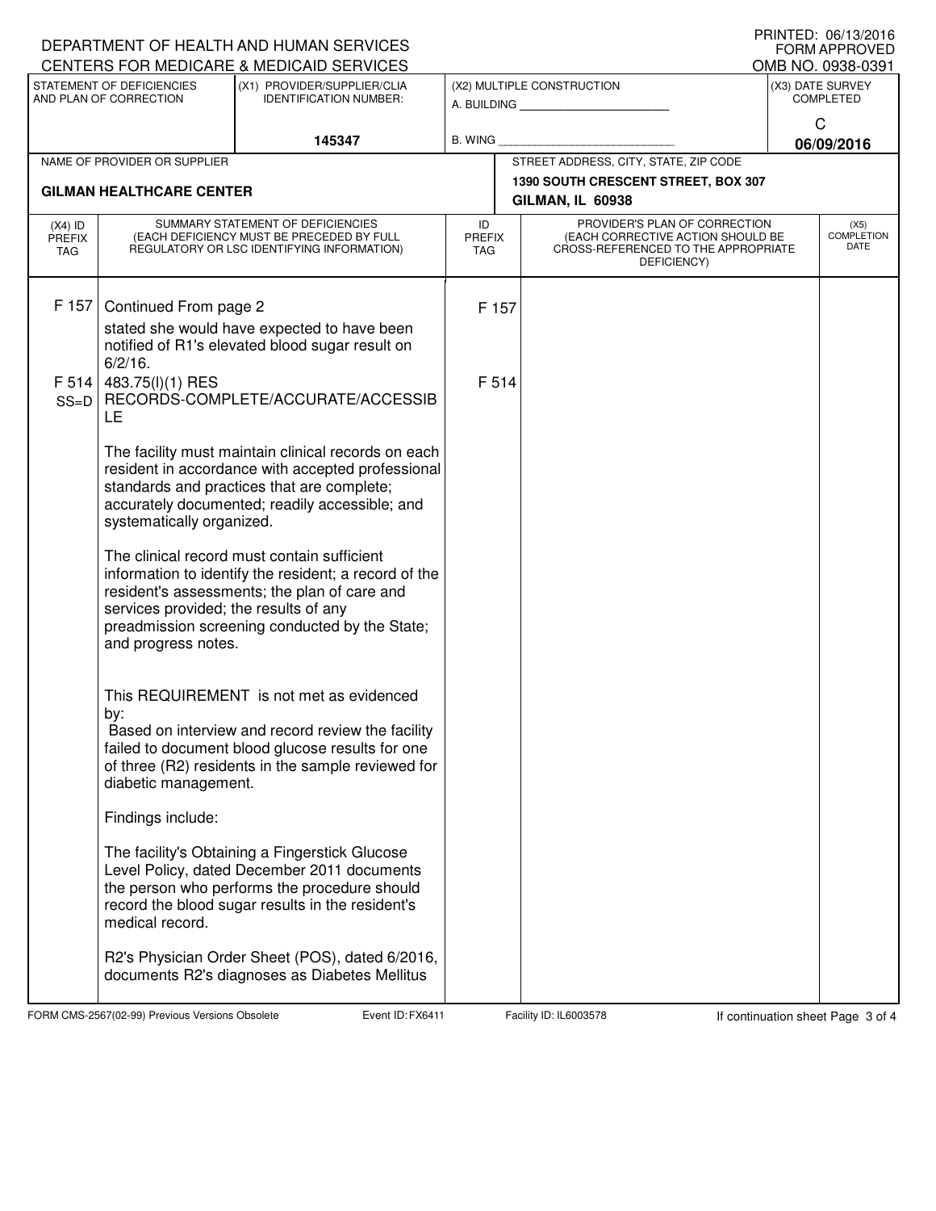DEPARTMENT OF HEALTH AND HUMAN SERVICES
CENTERS FOR MEDICARE & MEDICAID SERVICES

PRINTED: 06/13/2016
FORM APPROVED
OMB NO. 0938-0391

| STATEMENT OF DEFICIENCIES AND PLAN OF CORRECTION | (X1) PROVIDER/SUPPLIER/CLIA IDENTIFICATION NUMBER: | (X2) MULTIPLE CONSTRUCTION | (X3) DATE SURVEY COMPLETED |
|---|---|---|---|
| | 145347 | A. BUILDING ______ B. WING ______ | C 06/09/2016 |

| NAME OF PROVIDER OR SUPPLIER | STREET ADDRESS, CITY, STATE, ZIP CODE |
|---|---|
| GILMAN HEALTHCARE CENTER | 1390 SOUTH CRESCENT STREET, BOX 307 GILMAN, IL 60938 |

| (X4) ID PREFIX TAG | SUMMARY STATEMENT OF DEFICIENCIES (EACH DEFICIENCY MUST BE PRECEDED BY FULL REGULATORY OR LSC IDENTIFYING INFORMATION) | ID PREFIX TAG | PROVIDER'S PLAN OF CORRECTION (EACH CORRECTIVE ACTION SHOULD BE CROSS-REFERENCED TO THE APPROPRIATE DEFICIENCY) | (X5) COMPLETION DATE |
|---|---|---|---|---|
| F 157 | Continued From page 2<br>stated she would have expected to have been notified of R1's elevated blood sugar result on 6/2/16. | F 157 | | |
| F 514 SS=D | 483.75(l)(1) RES RECORDS-COMPLETE/ACCURATE/ACCESSIBLE<br><br>The facility must maintain clinical records on each resident in accordance with accepted professional standards and practices that are complete; accurately documented; readily accessible; and systematically organized.<br><br>The clinical record must contain sufficient information to identify the resident; a record of the resident's assessments; the plan of care and services provided; the results of any preadmission screening conducted by the State; and progress notes.<br><br>This REQUIREMENT is not met as evidenced by:<br>Based on interview and record review the facility failed to document blood glucose results for one of three (R2) residents in the sample reviewed for diabetic management.<br><br>Findings include:<br><br>The facility's Obtaining a Fingerstick Glucose Level Policy, dated December 2011 documents the person who performs the procedure should record the blood sugar results in the resident's medical record.<br><br>R2's Physician Order Sheet (POS), dated 6/2016, documents R2's diagnoses as Diabetes Mellitus | F 514 | | |

FORM CMS-2567(02-99) Previous Versions Obsolete Event ID: FX6411 Facility ID: IL6003578 If continuation sheet Page 3 of 4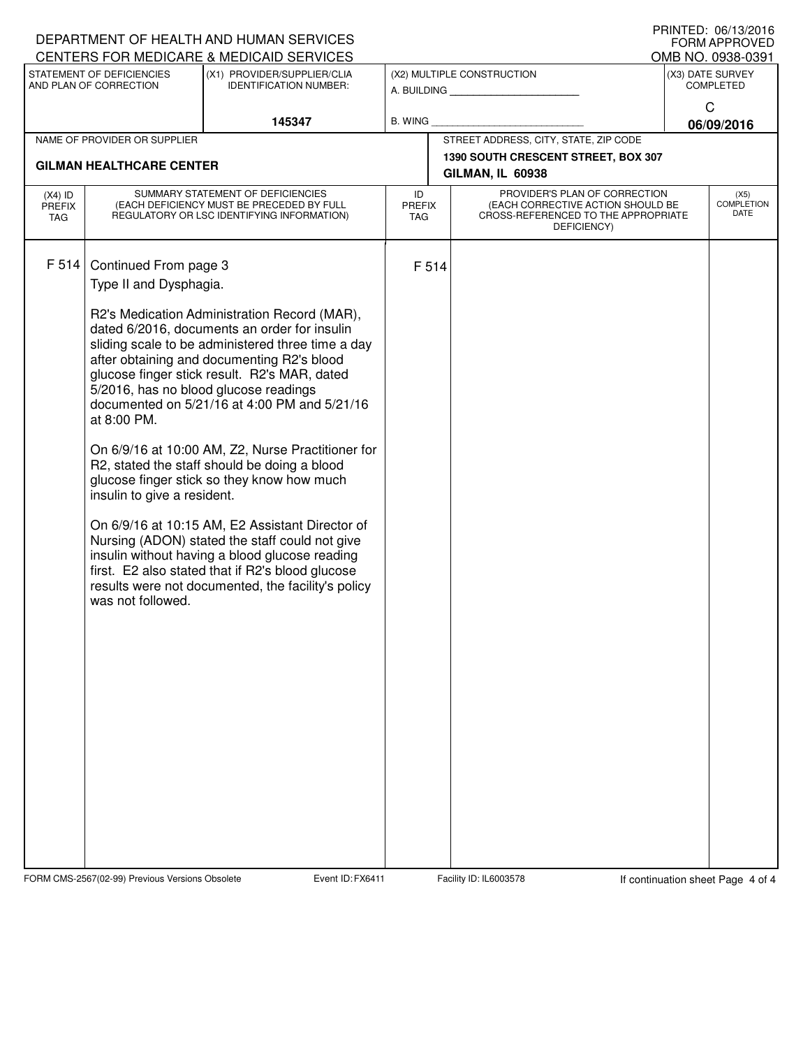DEPARTMENT OF HEALTH AND HUMAN SERVICES
CENTERS FOR MEDICARE & MEDICAID SERVICES

PRINTED: 06/13/2016
FORM APPROVED
OMB NO. 0938-0391

| STATEMENT OF DEFICIENCIES AND PLAN OF CORRECTION | (X1) PROVIDER/SUPPLIER/CLIA IDENTIFICATION NUMBER: | (X2) MULTIPLE CONSTRUCTION | (X3) DATE SURVEY COMPLETED |
|---|---|---|---|
| | 145347 | A. BUILDING ______ B. WING ______ | C 06/09/2016 |

| NAME OF PROVIDER OR SUPPLIER | STREET ADDRESS, CITY, STATE, ZIP CODE |
|---|---|
| **GILMAN HEALTHCARE CENTER** | **1390 SOUTH CRESCENT STREET, BOX 307 GILMAN, IL 60938** |

| (X4) ID PREFIX TAG | SUMMARY STATEMENT OF DEFICIENCIES (EACH DEFICIENCY MUST BE PRECEDED BY FULL REGULATORY OR LSC IDENTIFYING INFORMATION) | ID PREFIX TAG | PROVIDER'S PLAN OF CORRECTION (EACH CORRECTIVE ACTION SHOULD BE CROSS-REFERENCED TO THE APPROPRIATE DEFICIENCY) | (X5) COMPLETION DATE |
|---|---|---|---|---|
| F 514 | Continued From page 3<br>Type II and Dysphagia.<br><br>R2's Medication Administration Record (MAR), dated 6/2016, documents an order for insulin sliding scale to be administered three time a day after obtaining and documenting R2's blood glucose finger stick result. R2's MAR, dated 5/2016, has no blood glucose readings documented on 5/21/16 at 4:00 PM and 5/21/16 at 8:00 PM.<br><br>On 6/9/16 at 10:00 AM, Z2, Nurse Practitioner for R2, stated the staff should be doing a blood glucose finger stick so they know how much insulin to give a resident.<br><br>On 6/9/16 at 10:15 AM, E2 Assistant Director of Nursing (ADON) stated the staff could not give insulin without having a blood glucose reading first. E2 also stated that if R2's blood glucose results were not documented, the facility's policy was not followed. | F 514 | | |

FORM CMS-2567(02-99) Previous Versions Obsolete    Event ID: FX6411    Facility ID: IL6003578    If continuation sheet Page 4 of 4